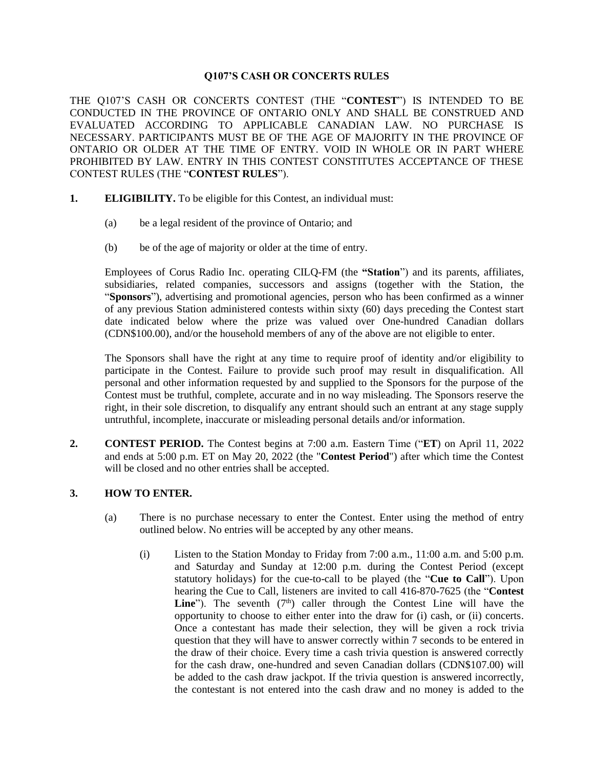# Q107'S CASH OR CONCERTS RULES

THE Q107'S CASH OR CONCERTS CONTEST (THE "**CONTEST**") IS INTENDED TO BE CONDUCTED IN THE PROVINCE OF ONTARIO ONLY AND SHALL BE CONSTRUED AND EVALUATED ACCORDING TO APPLICABLE CANADIAN LAW. NO PURCHASE IS NECESSARY. PARTICIPANTS MUST BE OF THE AGE OF MAJORITY IN THE PROVINCE OF ONTARIO OR OLDER AT THE TIME OF ENTRY. VOID IN WHOLE OR IN PART WHERE PROHIBITED BY LAW. ENTRY IN THIS CONTEST CONSTITUTES ACCEPTANCE OF THESE CONTEST RULES (THE "**CONTEST RULES**").

**1. ELIGIBILITY.** To be eligible for this Contest, an individual must:

(a) be a legal resident of the province of Ontario; and

(b) be of the age of majority or older at the time of entry.

Employees of Corus Radio Inc. operating CILQ-FM (the **"Station**") and its parents, affiliates, subsidiaries, related companies, successors and assigns (together with the Station, the "**Sponsors**"), advertising and promotional agencies, person who has been confirmed as a winner of any previous Station administered contests within sixty (60) days preceding the Contest start date indicated below where the prize was valued over One-hundred Canadian dollars (CDN$100.00), and/or the household members of any of the above are not eligible to enter.

The Sponsors shall have the right at any time to require proof of identity and/or eligibility to participate in the Contest. Failure to provide such proof may result in disqualification. All personal and other information requested by and supplied to the Sponsors for the purpose of the Contest must be truthful, complete, accurate and in no way misleading. The Sponsors reserve the right, in their sole discretion, to disqualify any entrant should such an entrant at any stage supply untruthful, incomplete, inaccurate or misleading personal details and/or information.

**2. CONTEST PERIOD.** The Contest begins at 7:00 a.m. Eastern Time ("**ET**") on April 11, 2022 and ends at 5:00 p.m. ET on May 20, 2022 (the "**Contest Period**") after which time the Contest will be closed and no other entries shall be accepted.

**3. HOW TO ENTER.**

(a) There is no purchase necessary to enter the Contest. Enter using the method of entry outlined below. No entries will be accepted by any other means.

(i) Listen to the Station Monday to Friday from 7:00 a.m., 11:00 a.m. and 5:00 p.m. and Saturday and Sunday at 12:00 p.m. during the Contest Period (except statutory holidays) for the cue-to-call to be played (the "**Cue to Call**"). Upon hearing the Cue to Call, listeners are invited to call 416-870-7625 (the "**Contest Line**"). The seventh (7th) caller through the Contest Line will have the opportunity to choose to either enter into the draw for (i) cash, or (ii) concerts. Once a contestant has made their selection, they will be given a rock trivia question that they will have to answer correctly within 7 seconds to be entered in the draw of their choice. Every time a cash trivia question is answered correctly for the cash draw, one-hundred and seven Canadian dollars (CDN$107.00) will be added to the cash draw jackpot. If the trivia question is answered incorrectly, the contestant is not entered into the cash draw and no money is added to the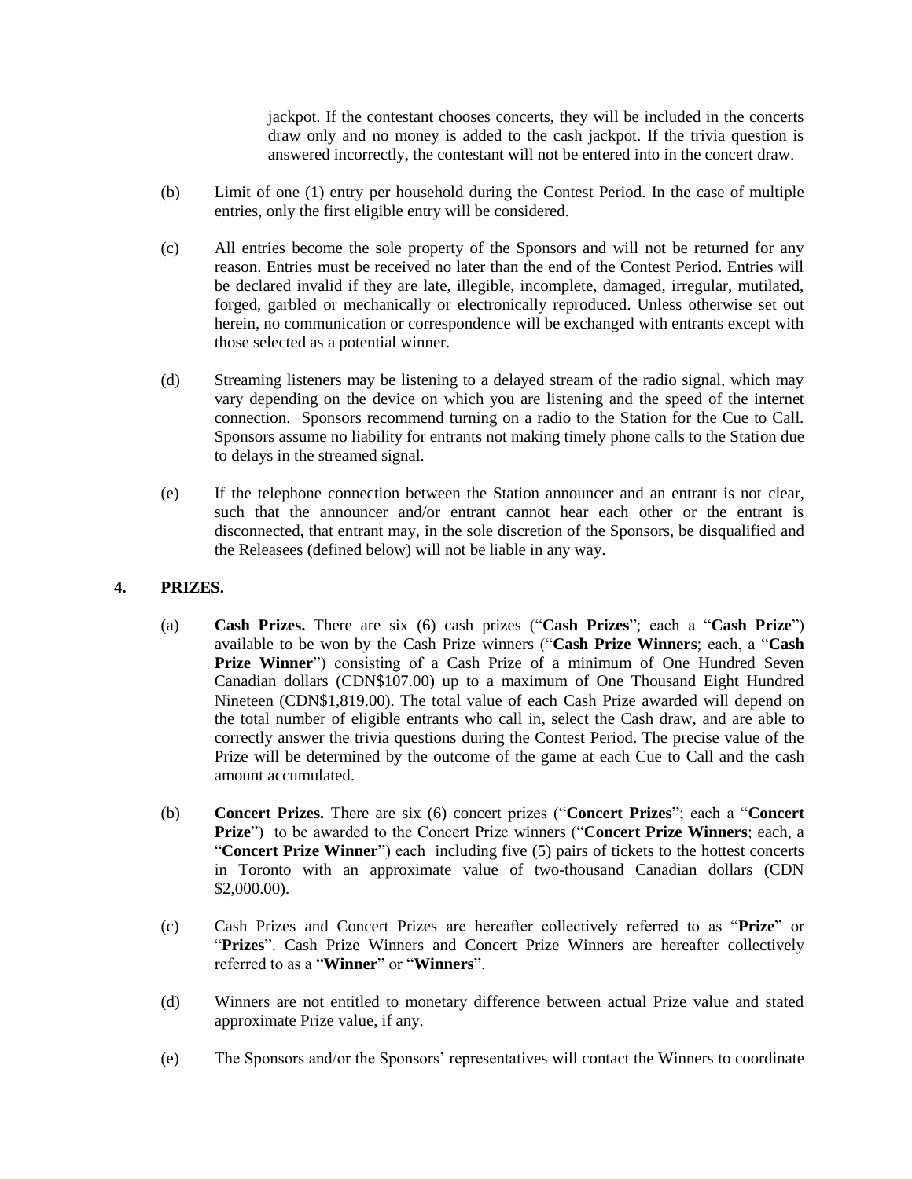jackpot. If the contestant chooses concerts, they will be included in the concerts draw only and no money is added to the cash jackpot. If the trivia question is answered incorrectly, the contestant will not be entered into in the concert draw.

(b) Limit of one (1) entry per household during the Contest Period. In the case of multiple entries, only the first eligible entry will be considered.

(c) All entries become the sole property of the Sponsors and will not be returned for any reason. Entries must be received no later than the end of the Contest Period. Entries will be declared invalid if they are late, illegible, incomplete, damaged, irregular, mutilated, forged, garbled or mechanically or electronically reproduced. Unless otherwise set out herein, no communication or correspondence will be exchanged with entrants except with those selected as a potential winner.

(d) Streaming listeners may be listening to a delayed stream of the radio signal, which may vary depending on the device on which you are listening and the speed of the internet connection. Sponsors recommend turning on a radio to the Station for the Cue to Call. Sponsors assume no liability for entrants not making timely phone calls to the Station due to delays in the streamed signal.

(e) If the telephone connection between the Station announcer and an entrant is not clear, such that the announcer and/or entrant cannot hear each other or the entrant is disconnected, that entrant may, in the sole discretion of the Sponsors, be disqualified and the Releasees (defined below) will not be liable in any way.

## 4. PRIZES.

(a) **Cash Prizes.** There are six (6) cash prizes ("**Cash Prizes**"; each a "**Cash Prize**") available to be won by the Cash Prize winners ("**Cash Prize Winners**; each, a "**Cash Prize Winner**") consisting of a Cash Prize of a minimum of One Hundred Seven Canadian dollars (CDN$107.00) up to a maximum of One Thousand Eight Hundred Nineteen (CDN$1,819.00). The total value of each Cash Prize awarded will depend on the total number of eligible entrants who call in, select the Cash draw, and are able to correctly answer the trivia questions during the Contest Period. The precise value of the Prize will be determined by the outcome of the game at each Cue to Call and the cash amount accumulated.

(b) **Concert Prizes.** There are six (6) concert prizes ("**Concert Prizes**"; each a "**Concert Prize**") to be awarded to the Concert Prize winners ("**Concert Prize Winners**; each, a "**Concert Prize Winner**") each including five (5) pairs of tickets to the hottest concerts in Toronto with an approximate value of two-thousand Canadian dollars (CDN $2,000.00).

(c) Cash Prizes and Concert Prizes are hereafter collectively referred to as "**Prize**" or "**Prizes**". Cash Prize Winners and Concert Prize Winners are hereafter collectively referred to as a "**Winner**" or "**Winners**".

(d) Winners are not entitled to monetary difference between actual Prize value and stated approximate Prize value, if any.

(e) The Sponsors and/or the Sponsors' representatives will contact the Winners to coordinate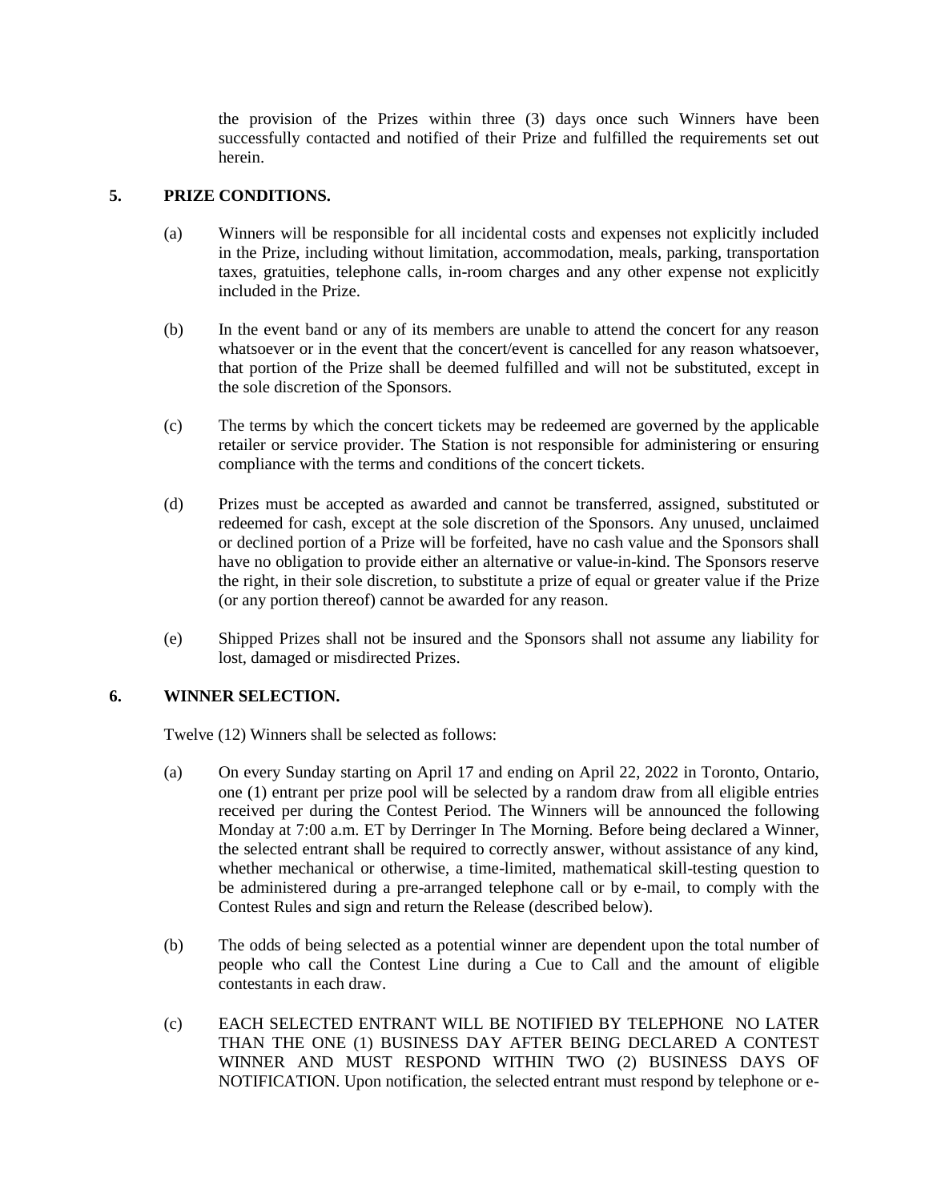the provision of the Prizes within three (3) days once such Winners have been successfully contacted and notified of their Prize and fulfilled the requirements set out herein.

## 5. PRIZE CONDITIONS.

(a) Winners will be responsible for all incidental costs and expenses not explicitly included in the Prize, including without limitation, accommodation, meals, parking, transportation taxes, gratuities, telephone calls, in-room charges and any other expense not explicitly included in the Prize.

(b) In the event band or any of its members are unable to attend the concert for any reason whatsoever or in the event that the concert/event is cancelled for any reason whatsoever, that portion of the Prize shall be deemed fulfilled and will not be substituted, except in the sole discretion of the Sponsors.

(c) The terms by which the concert tickets may be redeemed are governed by the applicable retailer or service provider. The Station is not responsible for administering or ensuring compliance with the terms and conditions of the concert tickets.

(d) Prizes must be accepted as awarded and cannot be transferred, assigned, substituted or redeemed for cash, except at the sole discretion of the Sponsors. Any unused, unclaimed or declined portion of a Prize will be forfeited, have no cash value and the Sponsors shall have no obligation to provide either an alternative or value-in-kind. The Sponsors reserve the right, in their sole discretion, to substitute a prize of equal or greater value if the Prize (or any portion thereof) cannot be awarded for any reason.

(e) Shipped Prizes shall not be insured and the Sponsors shall not assume any liability for lost, damaged or misdirected Prizes.

## 6. WINNER SELECTION.

Twelve (12) Winners shall be selected as follows:

(a) On every Sunday starting on April 17 and ending on April 22, 2022 in Toronto, Ontario, one (1) entrant per prize pool will be selected by a random draw from all eligible entries received per during the Contest Period. The Winners will be announced the following Monday at 7:00 a.m. ET by Derringer In The Morning. Before being declared a Winner, the selected entrant shall be required to correctly answer, without assistance of any kind, whether mechanical or otherwise, a time-limited, mathematical skill-testing question to be administered during a pre-arranged telephone call or by e-mail, to comply with the Contest Rules and sign and return the Release (described below).

(b) The odds of being selected as a potential winner are dependent upon the total number of people who call the Contest Line during a Cue to Call and the amount of eligible contestants in each draw.

(c) EACH SELECTED ENTRANT WILL BE NOTIFIED BY TELEPHONE NO LATER THAN THE ONE (1) BUSINESS DAY AFTER BEING DECLARED A CONTEST WINNER AND MUST RESPOND WITHIN TWO (2) BUSINESS DAYS OF NOTIFICATION. Upon notification, the selected entrant must respond by telephone or e-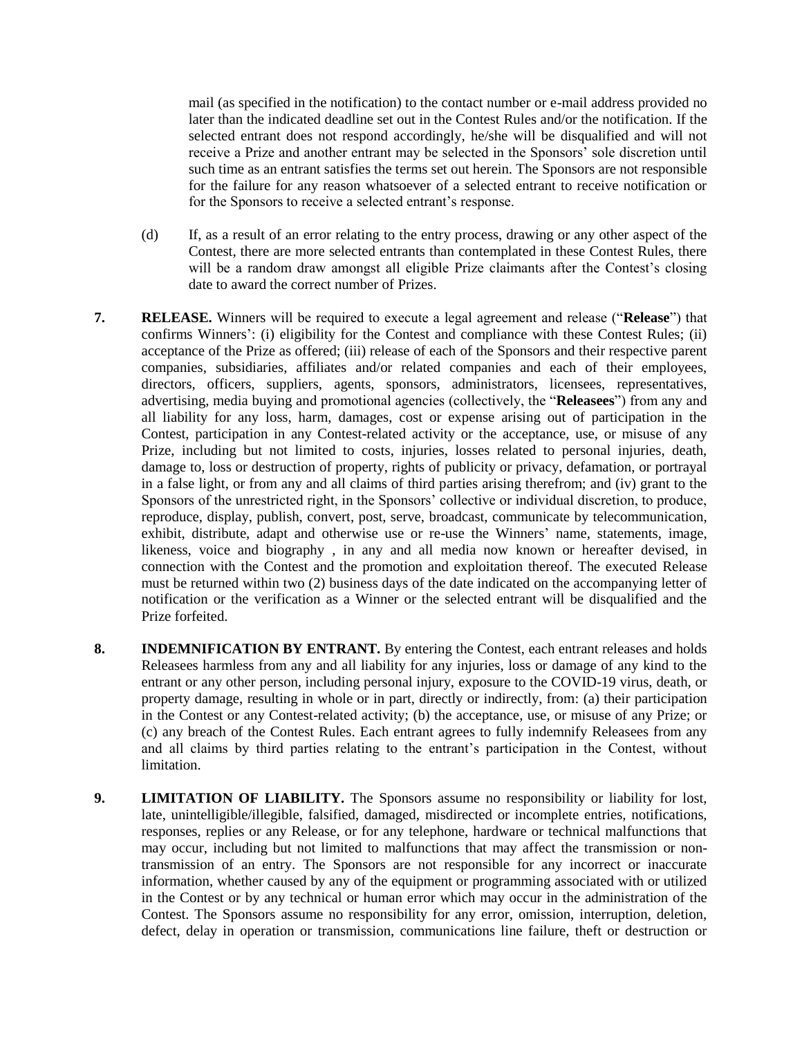mail (as specified in the notification) to the contact number or e-mail address provided no later than the indicated deadline set out in the Contest Rules and/or the notification. If the selected entrant does not respond accordingly, he/she will be disqualified and will not receive a Prize and another entrant may be selected in the Sponsors' sole discretion until such time as an entrant satisfies the terms set out herein. The Sponsors are not responsible for the failure for any reason whatsoever of a selected entrant to receive notification or for the Sponsors to receive a selected entrant's response.

(d) If, as a result of an error relating to the entry process, drawing or any other aspect of the Contest, there are more selected entrants than contemplated in these Contest Rules, there will be a random draw amongst all eligible Prize claimants after the Contest's closing date to award the correct number of Prizes.

**7. RELEASE.** Winners will be required to execute a legal agreement and release ("**Release**") that confirms Winners': (i) eligibility for the Contest and compliance with these Contest Rules; (ii) acceptance of the Prize as offered; (iii) release of each of the Sponsors and their respective parent companies, subsidiaries, affiliates and/or related companies and each of their employees, directors, officers, suppliers, agents, sponsors, administrators, licensees, representatives, advertising, media buying and promotional agencies (collectively, the "**Releasees**") from any and all liability for any loss, harm, damages, cost or expense arising out of participation in the Contest, participation in any Contest-related activity or the acceptance, use, or misuse of any Prize, including but not limited to costs, injuries, losses related to personal injuries, death, damage to, loss or destruction of property, rights of publicity or privacy, defamation, or portrayal in a false light, or from any and all claims of third parties arising therefrom; and (iv) grant to the Sponsors of the unrestricted right, in the Sponsors' collective or individual discretion, to produce, reproduce, display, publish, convert, post, serve, broadcast, communicate by telecommunication, exhibit, distribute, adapt and otherwise use or re-use the Winners' name, statements, image, likeness, voice and biography , in any and all media now known or hereafter devised, in connection with the Contest and the promotion and exploitation thereof. The executed Release must be returned within two (2) business days of the date indicated on the accompanying letter of notification or the verification as a Winner or the selected entrant will be disqualified and the Prize forfeited.

**8. INDEMNIFICATION BY ENTRANT.** By entering the Contest, each entrant releases and holds Releasees harmless from any and all liability for any injuries, loss or damage of any kind to the entrant or any other person, including personal injury, exposure to the COVID-19 virus, death, or property damage, resulting in whole or in part, directly or indirectly, from: (a) their participation in the Contest or any Contest-related activity; (b) the acceptance, use, or misuse of any Prize; or (c) any breach of the Contest Rules. Each entrant agrees to fully indemnify Releasees from any and all claims by third parties relating to the entrant's participation in the Contest, without limitation.

**9. LIMITATION OF LIABILITY.** The Sponsors assume no responsibility or liability for lost, late, unintelligible/illegible, falsified, damaged, misdirected or incomplete entries, notifications, responses, replies or any Release, or for any telephone, hardware or technical malfunctions that may occur, including but not limited to malfunctions that may affect the transmission or non-transmission of an entry. The Sponsors are not responsible for any incorrect or inaccurate information, whether caused by any of the equipment or programming associated with or utilized in the Contest or by any technical or human error which may occur in the administration of the Contest. The Sponsors assume no responsibility for any error, omission, interruption, deletion, defect, delay in operation or transmission, communications line failure, theft or destruction or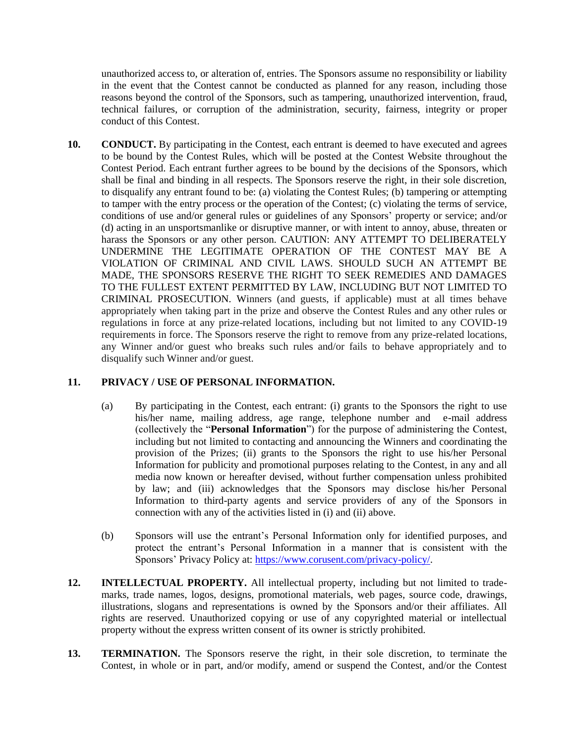unauthorized access to, or alteration of, entries. The Sponsors assume no responsibility or liability in the event that the Contest cannot be conducted as planned for any reason, including those reasons beyond the control of the Sponsors, such as tampering, unauthorized intervention, fraud, technical failures, or corruption of the administration, security, fairness, integrity or proper conduct of this Contest.

**10. CONDUCT.** By participating in the Contest, each entrant is deemed to have executed and agrees to be bound by the Contest Rules, which will be posted at the Contest Website throughout the Contest Period. Each entrant further agrees to be bound by the decisions of the Sponsors, which shall be final and binding in all respects. The Sponsors reserve the right, in their sole discretion, to disqualify any entrant found to be: (a) violating the Contest Rules; (b) tampering or attempting to tamper with the entry process or the operation of the Contest; (c) violating the terms of service, conditions of use and/or general rules or guidelines of any Sponsors' property or service; and/or (d) acting in an unsportsmanlike or disruptive manner, or with intent to annoy, abuse, threaten or harass the Sponsors or any other person. CAUTION: ANY ATTEMPT TO DELIBERATELY UNDERMINE THE LEGITIMATE OPERATION OF THE CONTEST MAY BE A VIOLATION OF CRIMINAL AND CIVIL LAWS. SHOULD SUCH AN ATTEMPT BE MADE, THE SPONSORS RESERVE THE RIGHT TO SEEK REMEDIES AND DAMAGES TO THE FULLEST EXTENT PERMITTED BY LAW, INCLUDING BUT NOT LIMITED TO CRIMINAL PROSECUTION. Winners (and guests, if applicable) must at all times behave appropriately when taking part in the prize and observe the Contest Rules and any other rules or regulations in force at any prize-related locations, including but not limited to any COVID-19 requirements in force. The Sponsors reserve the right to remove from any prize-related locations, any Winner and/or guest who breaks such rules and/or fails to behave appropriately and to disqualify such Winner and/or guest.

**11. PRIVACY / USE OF PERSONAL INFORMATION.**

(a) By participating in the Contest, each entrant: (i) grants to the Sponsors the right to use his/her name, mailing address, age range, telephone number and e-mail address (collectively the "**Personal Information**") for the purpose of administering the Contest, including but not limited to contacting and announcing the Winners and coordinating the provision of the Prizes; (ii) grants to the Sponsors the right to use his/her Personal Information for publicity and promotional purposes relating to the Contest, in any and all media now known or hereafter devised, without further compensation unless prohibited by law; and (iii) acknowledges that the Sponsors may disclose his/her Personal Information to third-party agents and service providers of any of the Sponsors in connection with any of the activities listed in (i) and (ii) above.

(b) Sponsors will use the entrant's Personal Information only for identified purposes, and protect the entrant's Personal Information in a manner that is consistent with the Sponsors' Privacy Policy at: [https://www.corusent.com/privacy-policy/](https://www.corusent.com/privacy-policy/).

**12. INTELLECTUAL PROPERTY.** All intellectual property, including but not limited to trade-marks, trade names, logos, designs, promotional materials, web pages, source code, drawings, illustrations, slogans and representations is owned by the Sponsors and/or their affiliates. All rights are reserved. Unauthorized copying or use of any copyrighted material or intellectual property without the express written consent of its owner is strictly prohibited.

**13. TERMINATION.** The Sponsors reserve the right, in their sole discretion, to terminate the Contest, in whole or in part, and/or modify, amend or suspend the Contest, and/or the Contest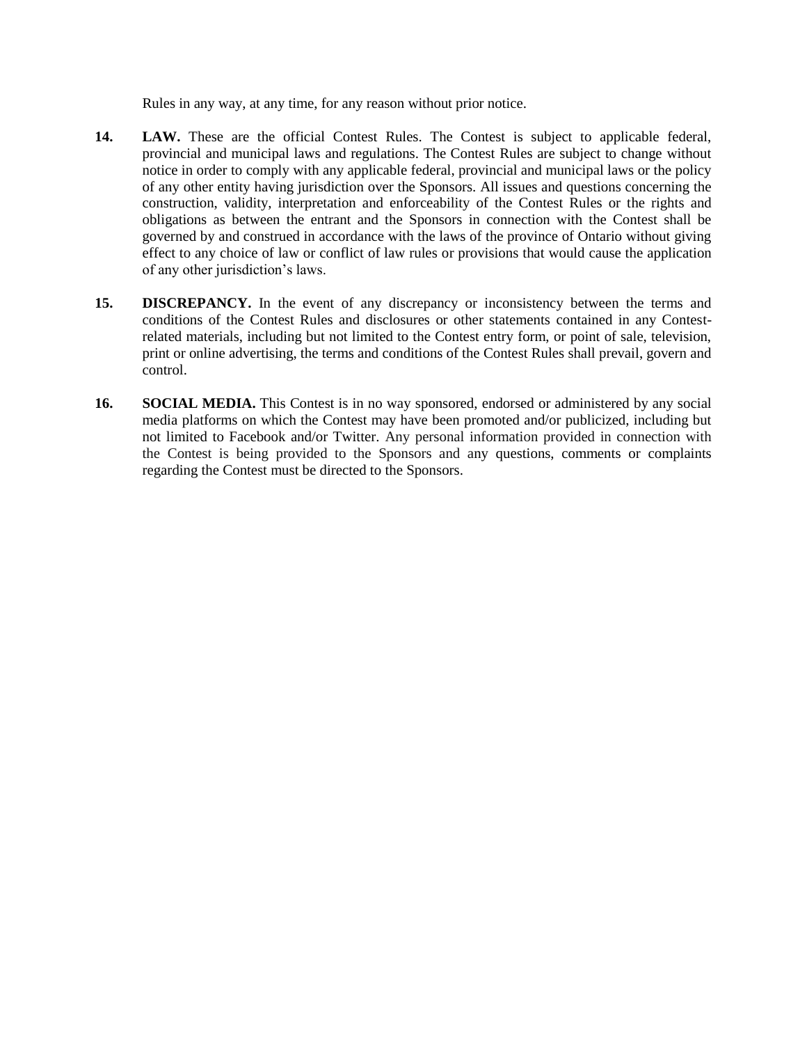Rules in any way, at any time, for any reason without prior notice.

14. **LAW.** These are the official Contest Rules. The Contest is subject to applicable federal, provincial and municipal laws and regulations. The Contest Rules are subject to change without notice in order to comply with any applicable federal, provincial and municipal laws or the policy of any other entity having jurisdiction over the Sponsors. All issues and questions concerning the construction, validity, interpretation and enforceability of the Contest Rules or the rights and obligations as between the entrant and the Sponsors in connection with the Contest shall be governed by and construed in accordance with the laws of the province of Ontario without giving effect to any choice of law or conflict of law rules or provisions that would cause the application of any other jurisdiction's laws.

15. **DISCREPANCY.** In the event of any discrepancy or inconsistency between the terms and conditions of the Contest Rules and disclosures or other statements contained in any Contest-related materials, including but not limited to the Contest entry form, or point of sale, television, print or online advertising, the terms and conditions of the Contest Rules shall prevail, govern and control.

16. **SOCIAL MEDIA.** This Contest is in no way sponsored, endorsed or administered by any social media platforms on which the Contest may have been promoted and/or publicized, including but not limited to Facebook and/or Twitter. Any personal information provided in connection with the Contest is being provided to the Sponsors and any questions, comments or complaints regarding the Contest must be directed to the Sponsors.